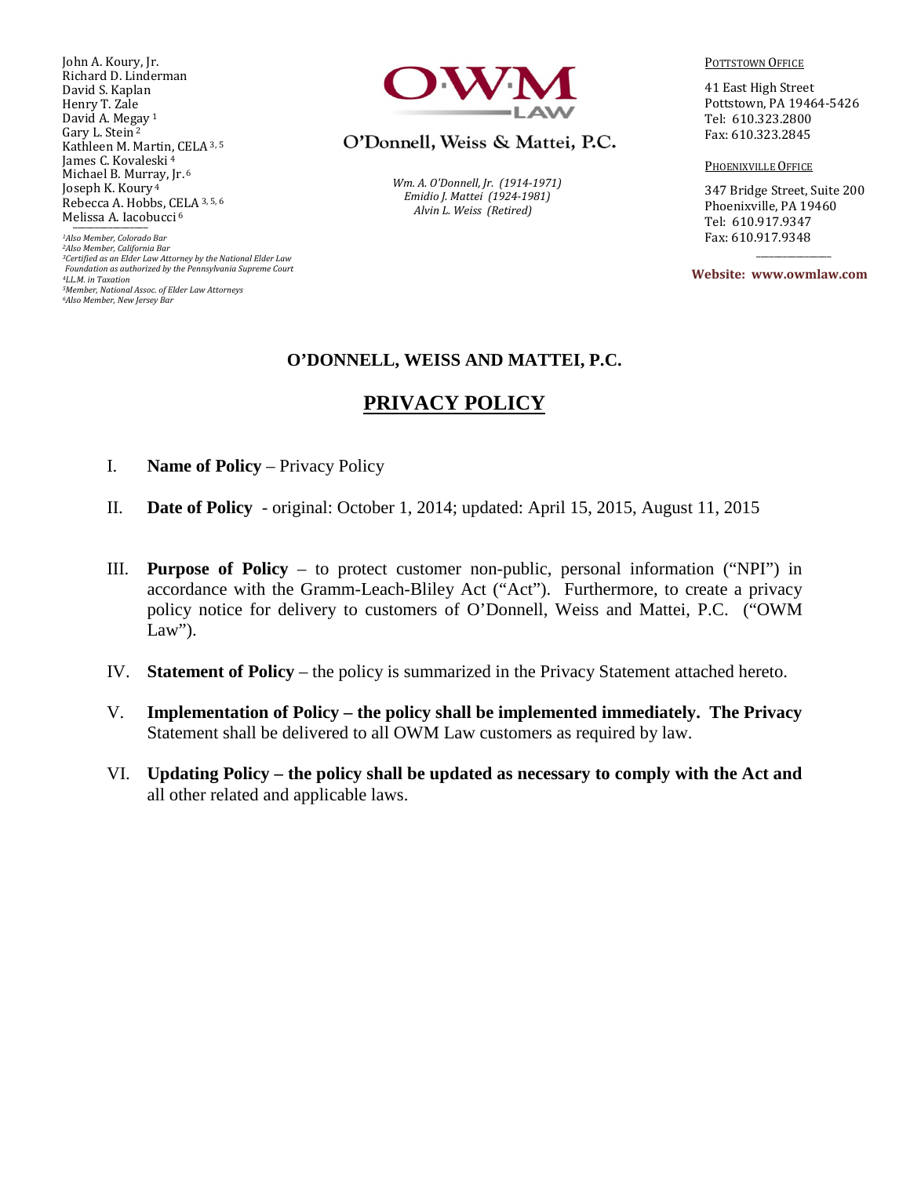John A. Koury, Jr.
Richard D. Linderman
David S. Kaplan
Henry T. Zale
David A. Megay [1]
Gary L. Stein [2]
Kathleen M. Martin, CELA [3, 5]
James C. Kovaleski [4]
Michael B. Murray, Jr. [6]
Joseph K. Koury [4]
Rebecca A. Hobbs, CELA [3, 5, 6]
Melissa A. Iacobucci [6]

[1]Also Member, Colorado Bar
[2]Also Member, California Bar
[3]Certified as an Elder Law Attorney by the National Elder Law Foundation as authorized by the Pennsylvania Supreme Court
[4]LL.M. in Taxation
[5]Member, National Assoc. of Elder Law Attorneys
[6]Also Member, New Jersey Bar

OWM LAW

O'Donnell, Weiss & Mattei, P.C.

*Wm. A. O'Donnell, Jr. (1914-1971)*
*Emidio J. Mattei (1924-1981)*
*Alvin L. Weiss (Retired)*

POTTSTOWN OFFICE

41 East High Street
Pottstown, PA 19464-5426
Tel: 610.323.2800
Fax: 610.323.2845

PHOENIXVILLE OFFICE

347 Bridge Street, Suite 200
Phoenixville, PA 19460
Tel: 610.917.9347
Fax: 610.917.9348

**Website: www.owmlaw.com**

**O'DONNELL, WEISS AND MATTEI, P.C.**

# PRIVACY POLICY

I. **Name of Policy** – Privacy Policy

II. **Date of Policy** - original: October 1, 2014; updated: April 15, 2015, August 11, 2015

III. **Purpose of Policy** – to protect customer non-public, personal information ("NPI") in accordance with the Gramm-Leach-Bliley Act ("Act"). Furthermore, to create a privacy policy notice for delivery to customers of O'Donnell, Weiss and Mattei, P.C. ("OWM Law").

IV. **Statement of Policy** – the policy is summarized in the Privacy Statement attached hereto.

V. **Implementation of Policy – the policy shall be implemented immediately. The Privacy** Statement shall be delivered to all OWM Law customers as required by law.

VI. **Updating Policy – the policy shall be updated as necessary to comply with the Act and** all other related and applicable laws.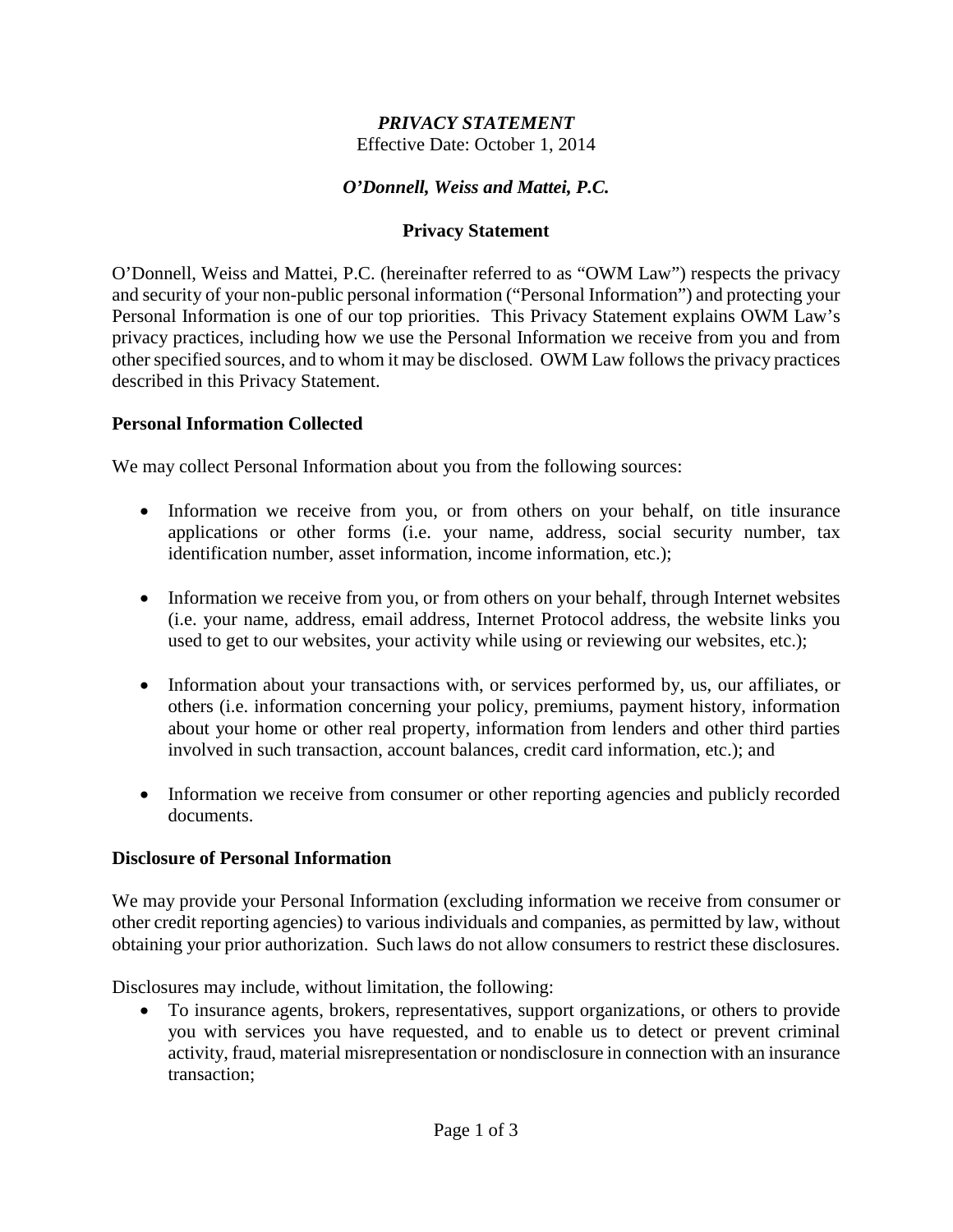# *PRIVACY STATEMENT*

Effective Date: October 1, 2014

## *O'Donnell, Weiss and Mattei, P.C.*

## Privacy Statement

O'Donnell, Weiss and Mattei, P.C. (hereinafter referred to as "OWM Law") respects the privacy and security of your non-public personal information ("Personal Information") and protecting your Personal Information is one of our top priorities. This Privacy Statement explains OWM Law's privacy practices, including how we use the Personal Information we receive from you and from other specified sources, and to whom it may be disclosed. OWM Law follows the privacy practices described in this Privacy Statement.

### Personal Information Collected

We may collect Personal Information about you from the following sources:

- Information we receive from you, or from others on your behalf, on title insurance applications or other forms (i.e. your name, address, social security number, tax identification number, asset information, income information, etc.);
- Information we receive from you, or from others on your behalf, through Internet websites (i.e. your name, address, email address, Internet Protocol address, the website links you used to get to our websites, your activity while using or reviewing our websites, etc.);
- Information about your transactions with, or services performed by, us, our affiliates, or others (i.e. information concerning your policy, premiums, payment history, information about your home or other real property, information from lenders and other third parties involved in such transaction, account balances, credit card information, etc.); and
- Information we receive from consumer or other reporting agencies and publicly recorded documents.

### Disclosure of Personal Information

We may provide your Personal Information (excluding information we receive from consumer or other credit reporting agencies) to various individuals and companies, as permitted by law, without obtaining your prior authorization. Such laws do not allow consumers to restrict these disclosures.

Disclosures may include, without limitation, the following:

- To insurance agents, brokers, representatives, support organizations, or others to provide you with services you have requested, and to enable us to detect or prevent criminal activity, fraud, material misrepresentation or nondisclosure in connection with an insurance transaction;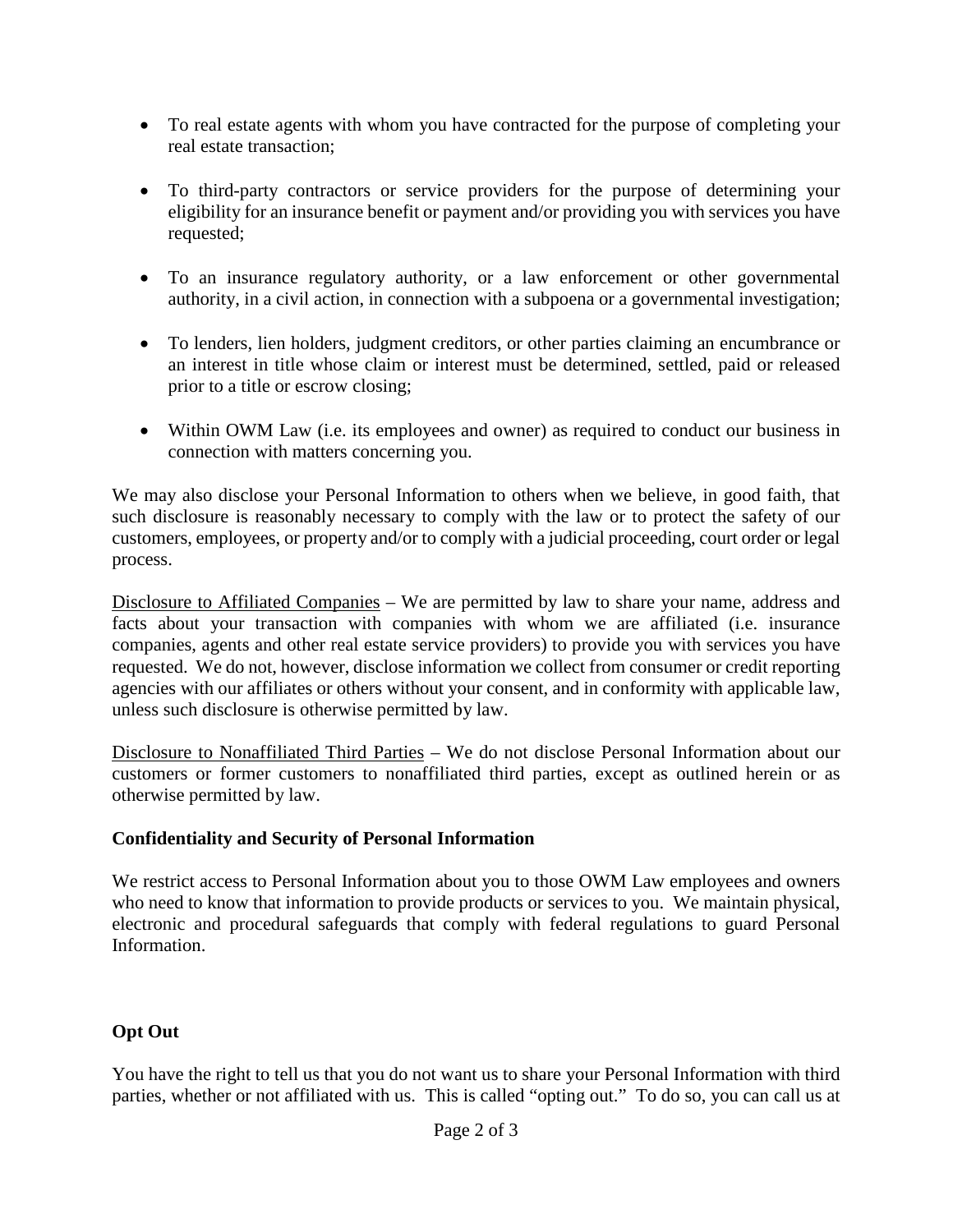- To real estate agents with whom you have contracted for the purpose of completing your real estate transaction;

- To third-party contractors or service providers for the purpose of determining your eligibility for an insurance benefit or payment and/or providing you with services you have requested;

- To an insurance regulatory authority, or a law enforcement or other governmental authority, in a civil action, in connection with a subpoena or a governmental investigation;

- To lenders, lien holders, judgment creditors, or other parties claiming an encumbrance or an interest in title whose claim or interest must be determined, settled, paid or released prior to a title or escrow closing;

- Within OWM Law (i.e. its employees and owner) as required to conduct our business in connection with matters concerning you.

We may also disclose your Personal Information to others when we believe, in good faith, that such disclosure is reasonably necessary to comply with the law or to protect the safety of our customers, employees, or property and/or to comply with a judicial proceeding, court order or legal process.

Disclosure to Affiliated Companies – We are permitted by law to share your name, address and facts about your transaction with companies with whom we are affiliated (i.e. insurance companies, agents and other real estate service providers) to provide you with services you have requested. We do not, however, disclose information we collect from consumer or credit reporting agencies with our affiliates or others without your consent, and in conformity with applicable law, unless such disclosure is otherwise permitted by law.

Disclosure to Nonaffiliated Third Parties – We do not disclose Personal Information about our customers or former customers to nonaffiliated third parties, except as outlined herein or as otherwise permitted by law.

**Confidentiality and Security of Personal Information**

We restrict access to Personal Information about you to those OWM Law employees and owners who need to know that information to provide products or services to you. We maintain physical, electronic and procedural safeguards that comply with federal regulations to guard Personal Information.

**Opt Out**

You have the right to tell us that you do not want us to share your Personal Information with third parties, whether or not affiliated with us. This is called "opting out." To do so, you can call us at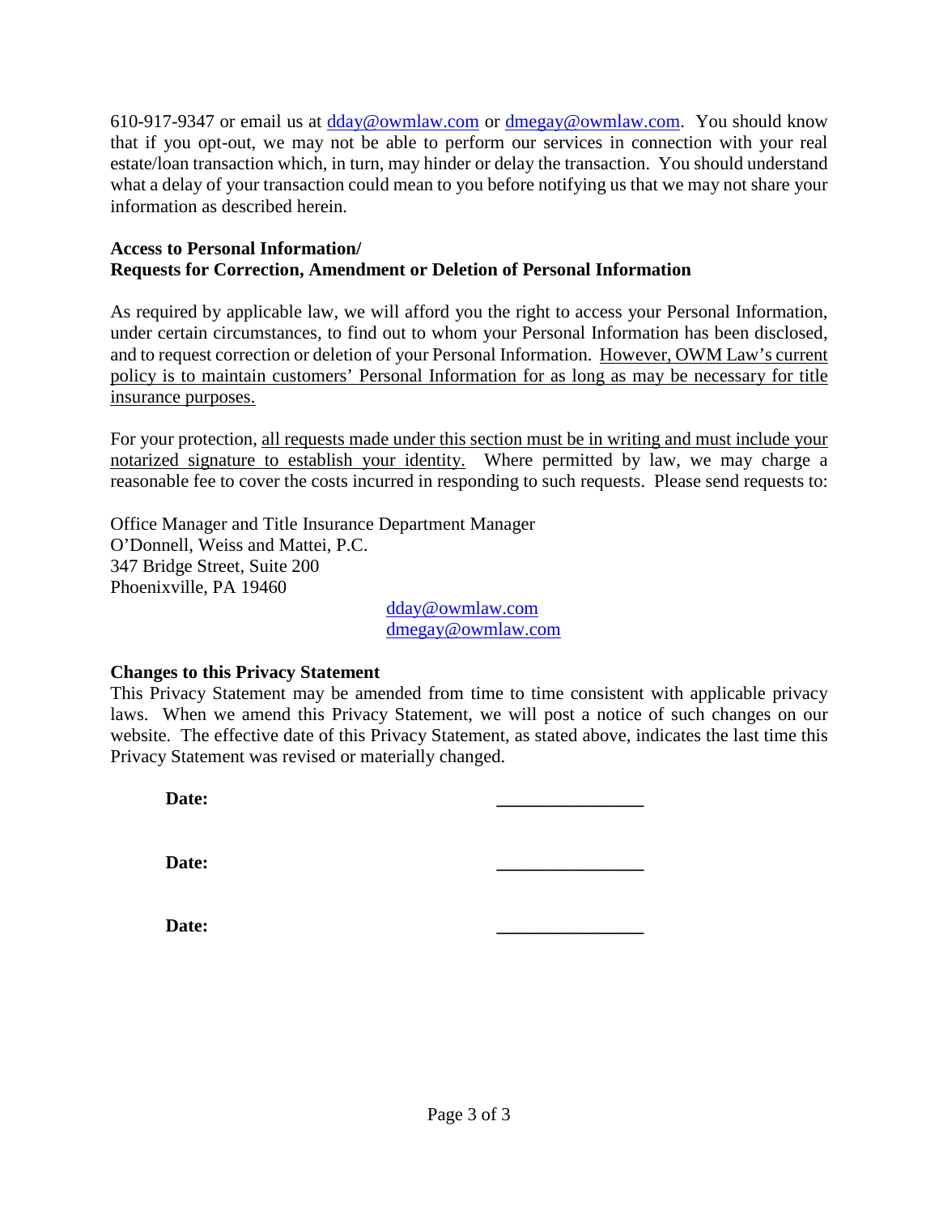610-917-9347 or email us at dday@owmlaw.com or dmegay@owmlaw.com. You should know that if you opt-out, we may not be able to perform our services in connection with your real estate/loan transaction which, in turn, may hinder or delay the transaction. You should understand what a delay of your transaction could mean to you before notifying us that we may not share your information as described herein.

**Access to Personal Information/**
**Requests for Correction, Amendment or Deletion of Personal Information**

As required by applicable law, we will afford you the right to access your Personal Information, under certain circumstances, to find out to whom your Personal Information has been disclosed, and to request correction or deletion of your Personal Information. However, OWM Law's current policy is to maintain customers' Personal Information for as long as may be necessary for title insurance purposes.

For your protection, all requests made under this section must be in writing and must include your notarized signature to establish your identity. Where permitted by law, we may charge a reasonable fee to cover the costs incurred in responding to such requests. Please send requests to:

Office Manager and Title Insurance Department Manager
O'Donnell, Weiss and Mattei, P.C.
347 Bridge Street, Suite 200
Phoenixville, PA 19460

dday@owmlaw.com
dmegay@owmlaw.com

**Changes to this Privacy Statement**
This Privacy Statement may be amended from time to time consistent with applicable privacy laws. When we amend this Privacy Statement, we will post a notice of such changes on our website. The effective date of this Privacy Statement, as stated above, indicates the last time this Privacy Statement was revised or materially changed.

**Date:** ________________

**Date:** ________________

**Date:** ________________